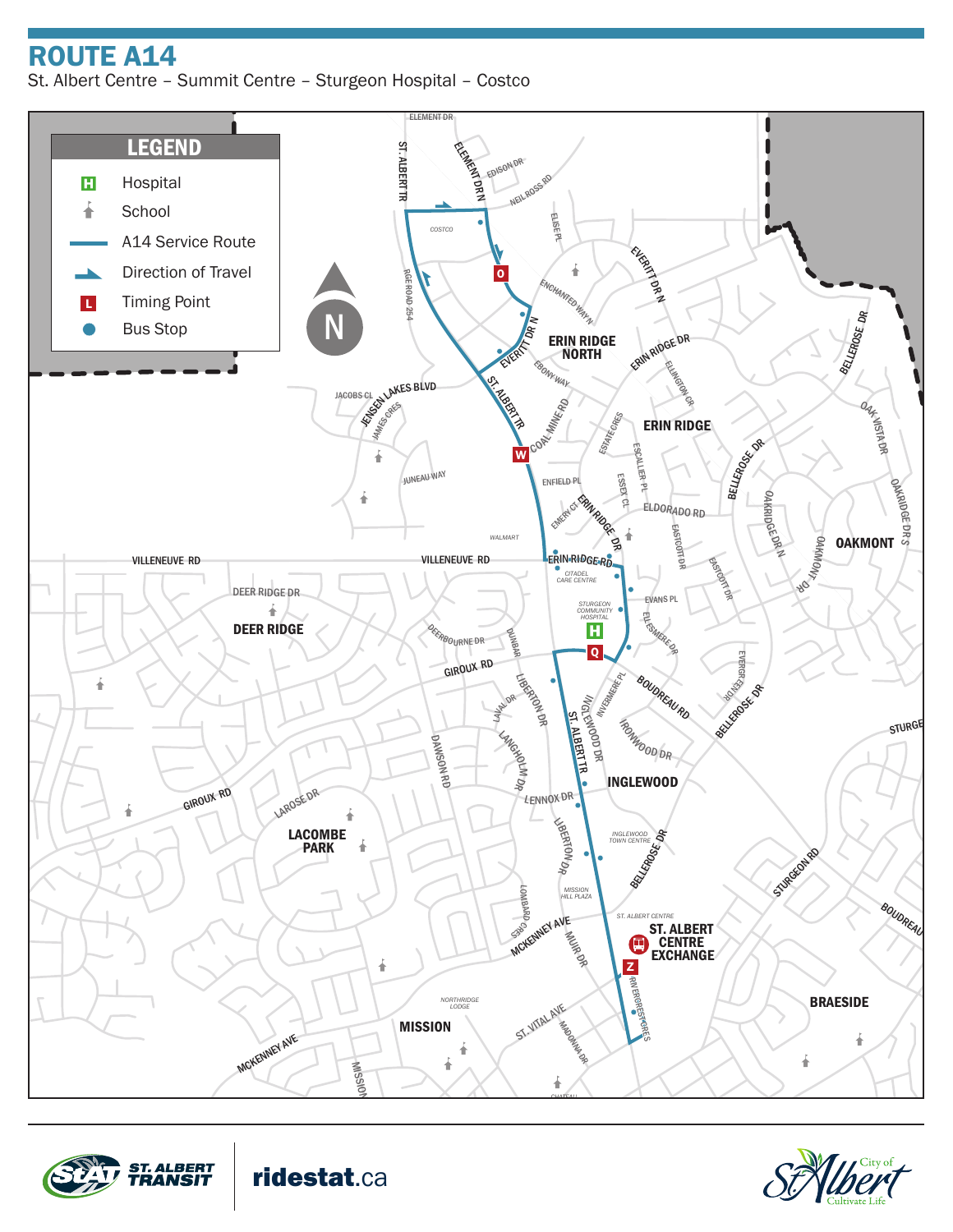# ROUTE A14

St. Albert Centre – Summit Centre – Sturgeon Hospital – Costco

## LEGEND

- Hospital
- School
- A14 Service Route
- Direction of Travel
- Timing Point
- Bus Stop

ridestat.ca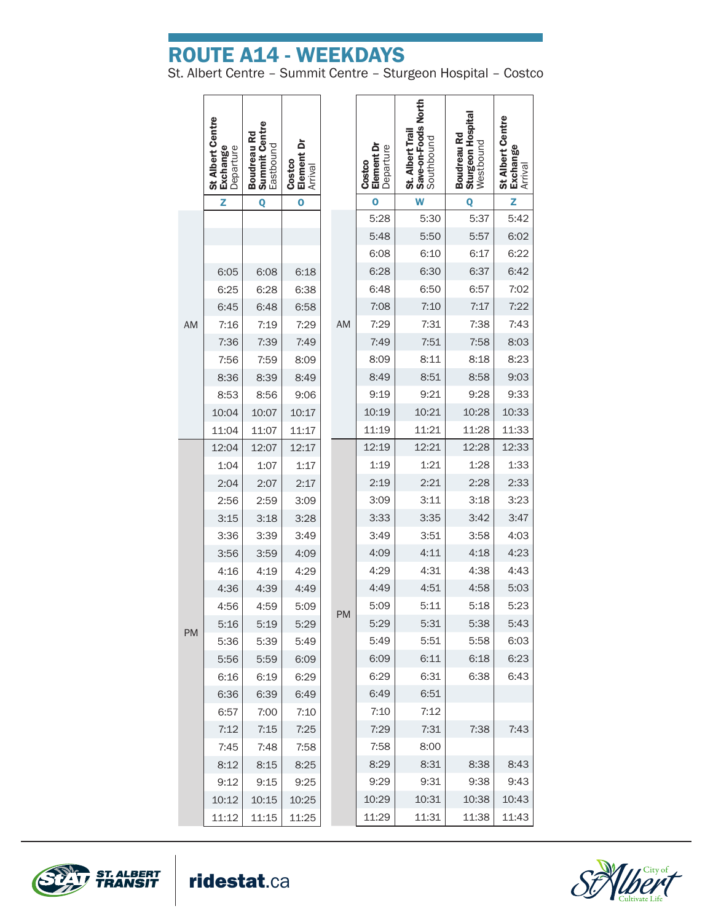## ROUTE A14 - WEEKDAYS

St. Albert Centre – Summit Centre – Sturgeon Hospital – Costco

| | St Albert Centre Exchange Departure | Boudreau Rd Summit Centre Eastbound | Costco Element Dr Arrival |
|---|---|---|---|
| | Z | Q | O |
| AM | | | |
| AM | | | |
| AM | | | |
| AM | 6:05 | 6:08 | 6:18 |
| AM | 6:25 | 6:28 | 6:38 |
| AM | 6:45 | 6:48 | 6:58 |
| AM | 7:16 | 7:19 | 7:29 |
| AM | 7:36 | 7:39 | 7:49 |
| AM | 7:56 | 7:59 | 8:09 |
| AM | 8:36 | 8:39 | 8:49 |
| AM | 8:53 | 8:56 | 9:06 |
| AM | 10:04 | 10:07 | 10:17 |
| AM | 11:04 | 11:07 | 11:17 |
| PM | 12:04 | 12:07 | 12:17 |
| PM | 1:04 | 1:07 | 1:17 |
| PM | 2:04 | 2:07 | 2:17 |
| PM | 2:56 | 2:59 | 3:09 |
| PM | 3:15 | 3:18 | 3:28 |
| PM | 3:36 | 3:39 | 3:49 |
| PM | 3:56 | 3:59 | 4:09 |
| PM | 4:16 | 4:19 | 4:29 |
| PM | 4:36 | 4:39 | 4:49 |
| PM | 4:56 | 4:59 | 5:09 |
| PM | 5:16 | 5:19 | 5:29 |
| PM | 5:36 | 5:39 | 5:49 |
| PM | 5:56 | 5:59 | 6:09 |
| PM | 6:16 | 6:19 | 6:29 |
| PM | 6:36 | 6:39 | 6:49 |
| PM | 6:57 | 7:00 | 7:10 |
| PM | 7:12 | 7:15 | 7:25 |
| PM | 7:45 | 7:48 | 7:58 |
| PM | 8:12 | 8:15 | 8:25 |
| PM | 9:12 | 9:15 | 9:25 |
| PM | 10:12 | 10:15 | 10:25 |
| PM | 11:12 | 11:15 | 11:25 |

| | Costco Element Dr Departure | St. Albert Trail Save-on-Foods North Southbound | Boudreau Rd Sturgeon Hospital Westbound | St Albert Centre Exchange Arrival |
|---|---|---|---|---|
| | O | W | Q | Z |
| AM | 5:28 | 5:30 | 5:37 | 5:42 |
| AM | 5:48 | 5:50 | 5:57 | 6:02 |
| AM | 6:08 | 6:10 | 6:17 | 6:22 |
| AM | 6:28 | 6:30 | 6:37 | 6:42 |
| AM | 6:48 | 6:50 | 6:57 | 7:02 |
| AM | 7:08 | 7:10 | 7:17 | 7:22 |
| AM | 7:29 | 7:31 | 7:38 | 7:43 |
| AM | 7:49 | 7:51 | 7:58 | 8:03 |
| AM | 8:09 | 8:11 | 8:18 | 8:23 |
| AM | 8:49 | 8:51 | 8:58 | 9:03 |
| AM | 9:19 | 9:21 | 9:28 | 9:33 |
| AM | 10:19 | 10:21 | 10:28 | 10:33 |
| AM | 11:19 | 11:21 | 11:28 | 11:33 |
| PM | 12:19 | 12:21 | 12:28 | 12:33 |
| PM | 1:19 | 1:21 | 1:28 | 1:33 |
| PM | 2:19 | 2:21 | 2:28 | 2:33 |
| PM | 3:09 | 3:11 | 3:18 | 3:23 |
| PM | 3:33 | 3:35 | 3:42 | 3:47 |
| PM | 3:49 | 3:51 | 3:58 | 4:03 |
| PM | 4:09 | 4:11 | 4:18 | 4:23 |
| PM | 4:29 | 4:31 | 4:38 | 4:43 |
| PM | 4:49 | 4:51 | 4:58 | 5:03 |
| PM | 5:09 | 5:11 | 5:18 | 5:23 |
| PM | 5:29 | 5:31 | 5:38 | 5:43 |
| PM | 5:49 | 5:51 | 5:58 | 6:03 |
| PM | 6:09 | 6:11 | 6:18 | 6:23 |
| PM | 6:29 | 6:31 | 6:38 | 6:43 |
| PM | 6:49 | 6:51 | | |
| PM | 7:10 | 7:12 | | |
| PM | 7:29 | 7:31 | 7:38 | 7:43 |
| PM | 7:58 | 8:00 | | |
| PM | 8:29 | 8:31 | 8:38 | 8:43 |
| PM | 9:29 | 9:31 | 9:38 | 9:43 |
| PM | 10:29 | 10:31 | 10:38 | 10:43 |
| PM | 11:29 | 11:31 | 11:38 | 11:43 |

ST. ALBERT TRANSIT | ridestat.ca

City of St. Albert — Cultivate Life